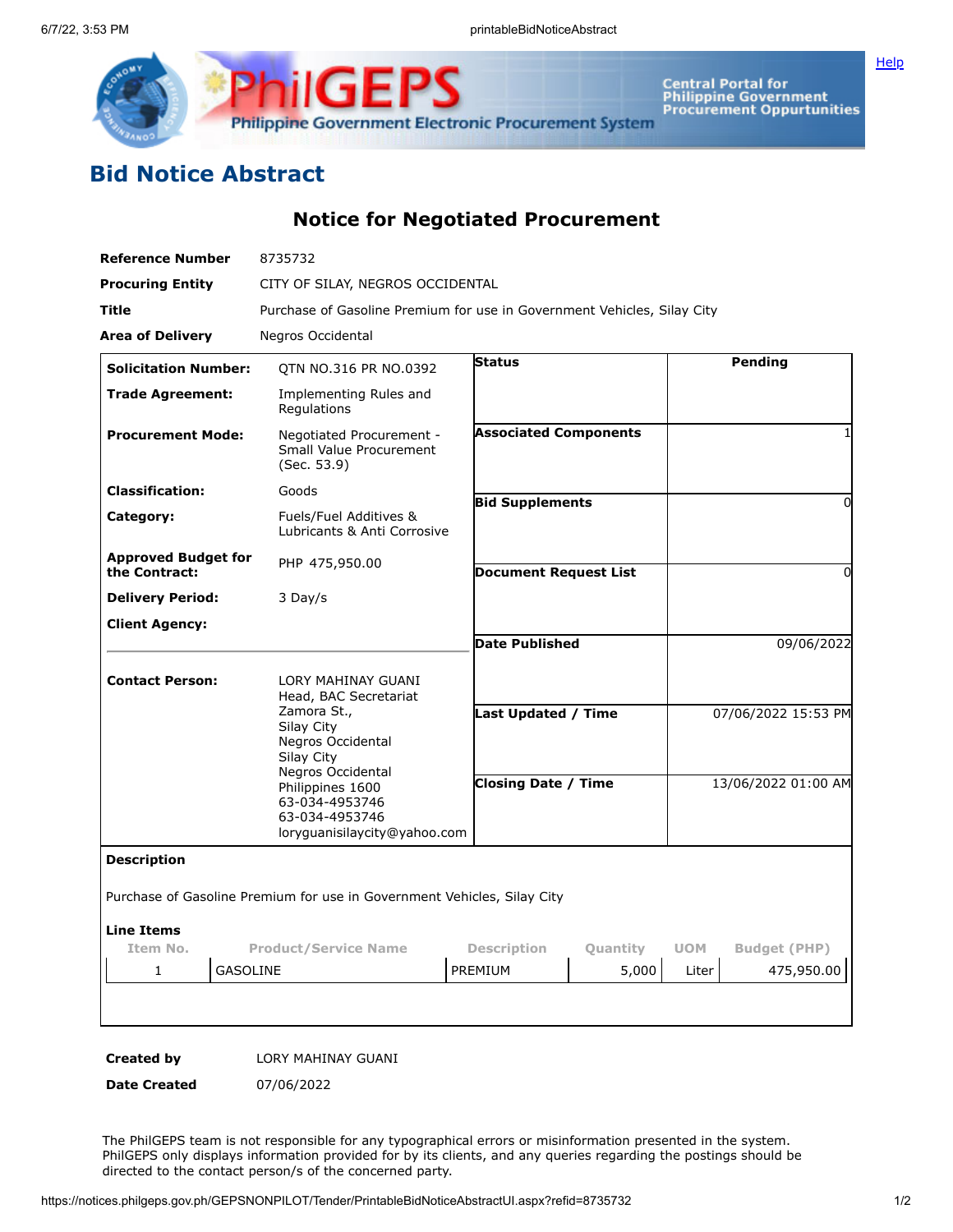# Bid Notice Abstract

## Notice for Negotiated Procurement

| | |
|---|---|
| **Reference Number** | 8735732 |
| **Procuring Entity** | CITY OF SILAY, NEGROS OCCIDENTAL |
| **Title** | Purchase of Gasoline Premium for use in Government Vehicles, Silay City |
| **Area of Delivery** | Negros Occidental |

| | |
|---|---|
| **Solicitation Number:** | QTN NO.316 PR NO.0392 |
| **Trade Agreement:** | Implementing Rules and Regulations |
| **Procurement Mode:** | Negotiated Procurement - Small Value Procurement (Sec. 53.9) |
| **Classification:** | Goods |
| **Category:** | Fuels/Fuel Additives & Lubricants & Anti Corrosive |
| **Approved Budget for the Contract:** | PHP 475,950.00 |
| **Delivery Period:** | 3 Day/s |
| **Client Agency:** | |
| **Contact Person:** | LORY MAHINAY GUANI<br>Head, BAC Secretariat<br>Zamora St.,<br>Silay City<br>Negros Occidental<br>Silay City<br>Negros Occidental<br>Philippines 1600<br>63-034-4953746<br>63-034-4953746<br>loryguanisilaycity@yahoo.com |

| | |
|---|---|
| **Status** | Pending |
| **Associated Components** | 1 |
| **Bid Supplements** | 0 |
| **Document Request List** | 0 |
| **Date Published** | 09/06/2022 |
| **Last Updated / Time** | 07/06/2022 15:53 PM |
| **Closing Date / Time** | 13/06/2022 01:00 AM |

**Description**

Purchase of Gasoline Premium for use in Government Vehicles, Silay City

**Line Items**

| Item No. | Product/Service Name | Description | Quantity | UOM | Budget (PHP) |
|---|---|---|---|---|---|
| 1 | GASOLINE | PREMIUM | 5,000 | Liter | 475,950.00 |

| | |
|---|---|
| **Created by** | LORY MAHINAY GUANI |
| **Date Created** | 07/06/2022 |

The PhilGEPS team is not responsible for any typographical errors or misinformation presented in the system. PhilGEPS only displays information provided for by its clients, and any queries regarding the postings should be directed to the contact person/s of the concerned party.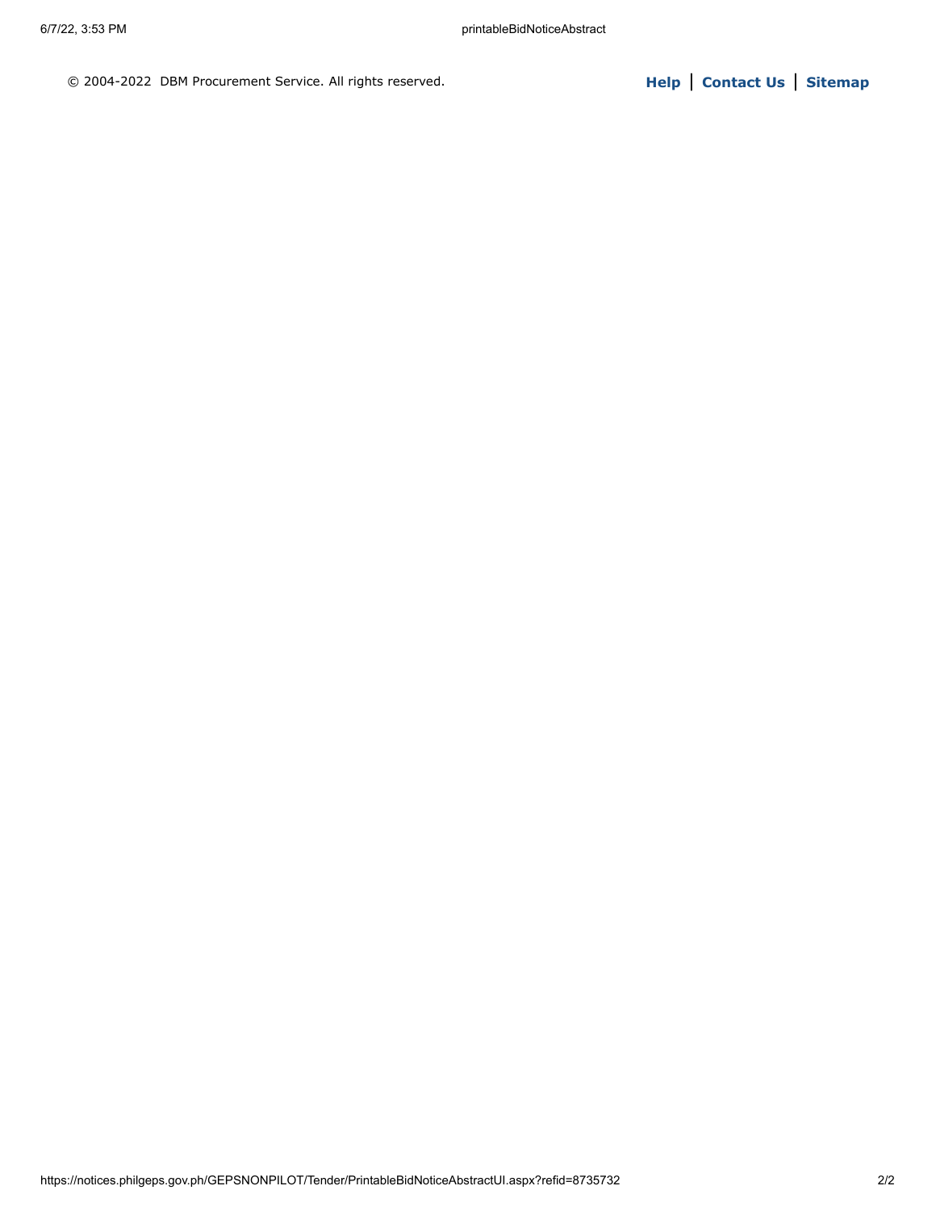© 2004-2022 DBM Procurement Service. All rights reserved.

**Help** | **Contact Us** | **Sitemap**